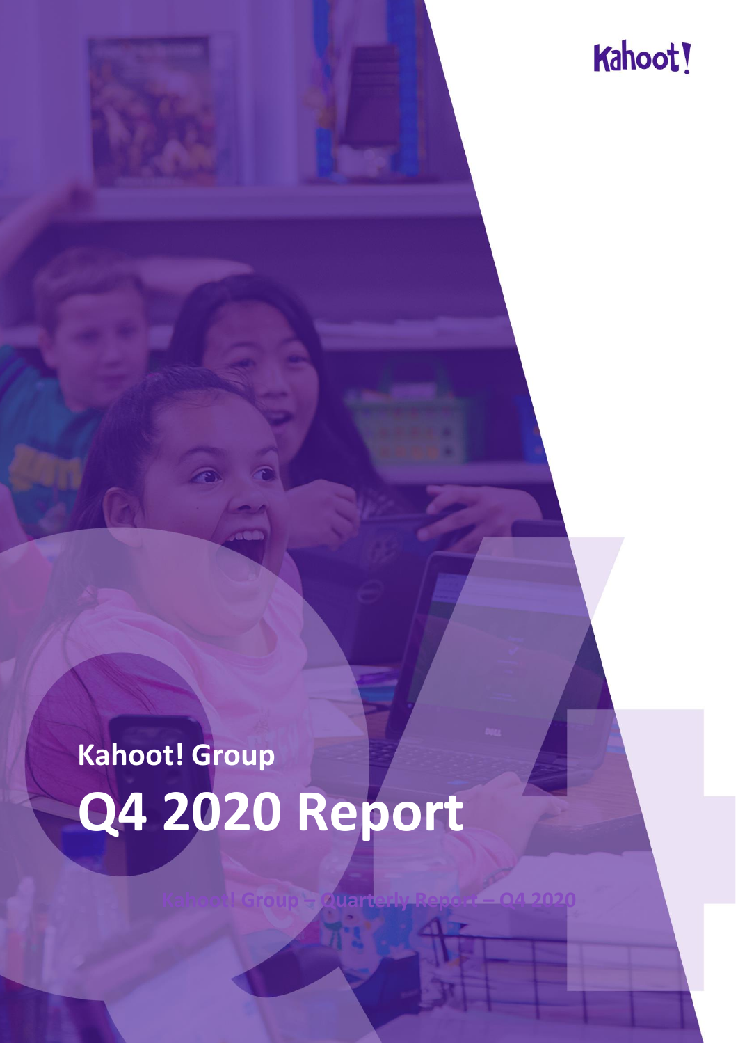Kahoot!

# Kahoot! Group

# Q4 2020 Report

Kahoot! Group – Quarterly Report – Q4 2020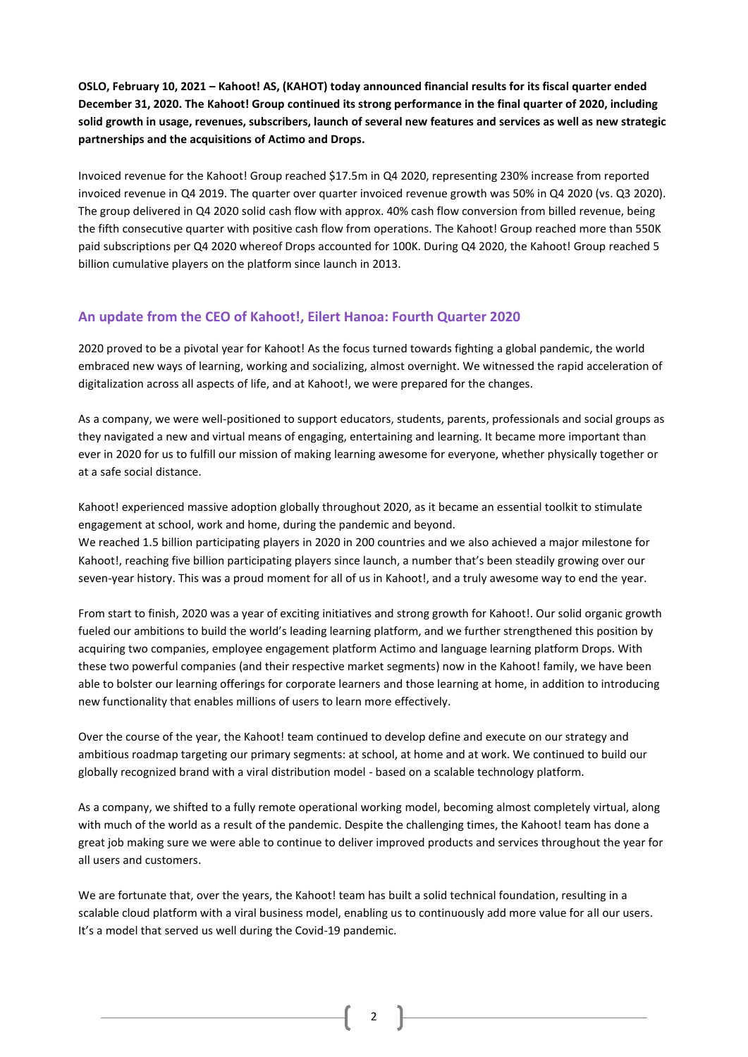**OSLO, February 10, 2021 – Kahoot! AS, (KAHOT) today announced financial results for its fiscal quarter ended December 31, 2020. The Kahoot! Group continued its strong performance in the final quarter of 2020, including solid growth in usage, revenues, subscribers, launch of several new features and services as well as new strategic partnerships and the acquisitions of Actimo and Drops.**

Invoiced revenue for the Kahoot! Group reached $17.5m in Q4 2020, representing 230% increase from reported invoiced revenue in Q4 2019. The quarter over quarter invoiced revenue growth was 50% in Q4 2020 (vs. Q3 2020). The group delivered in Q4 2020 solid cash flow with approx. 40% cash flow conversion from billed revenue, being the fifth consecutive quarter with positive cash flow from operations. The Kahoot! Group reached more than 550K paid subscriptions per Q4 2020 whereof Drops accounted for 100K. During Q4 2020, the Kahoot! Group reached 5 billion cumulative players on the platform since launch in 2013.

## An update from the CEO of Kahoot!, Eilert Hanoa: Fourth Quarter 2020

2020 proved to be a pivotal year for Kahoot! As the focus turned towards fighting a global pandemic, the world embraced new ways of learning, working and socializing, almost overnight. We witnessed the rapid acceleration of digitalization across all aspects of life, and at Kahoot!, we were prepared for the changes.

As a company, we were well-positioned to support educators, students, parents, professionals and social groups as they navigated a new and virtual means of engaging, entertaining and learning. It became more important than ever in 2020 for us to fulfill our mission of making learning awesome for everyone, whether physically together or at a safe social distance.

Kahoot! experienced massive adoption globally throughout 2020, as it became an essential toolkit to stimulate engagement at school, work and home, during the pandemic and beyond.
We reached 1.5 billion participating players in 2020 in 200 countries and we also achieved a major milestone for Kahoot!, reaching five billion participating players since launch, a number that's been steadily growing over our seven-year history. This was a proud moment for all of us in Kahoot!, and a truly awesome way to end the year.

From start to finish, 2020 was a year of exciting initiatives and strong growth for Kahoot!. Our solid organic growth fueled our ambitions to build the world's leading learning platform, and we further strengthened this position by acquiring two companies, employee engagement platform Actimo and language learning platform Drops. With these two powerful companies (and their respective market segments) now in the Kahoot! family, we have been able to bolster our learning offerings for corporate learners and those learning at home, in addition to introducing new functionality that enables millions of users to learn more effectively.

Over the course of the year, the Kahoot! team continued to develop define and execute on our strategy and ambitious roadmap targeting our primary segments: at school, at home and at work. We continued to build our globally recognized brand with a viral distribution model - based on a scalable technology platform.

As a company, we shifted to a fully remote operational working model, becoming almost completely virtual, along with much of the world as a result of the pandemic. Despite the challenging times, the Kahoot! team has done a great job making sure we were able to continue to deliver improved products and services throughout the year for all users and customers.

We are fortunate that, over the years, the Kahoot! team has built a solid technical foundation, resulting in a scalable cloud platform with a viral business model, enabling us to continuously add more value for all our users. It's a model that served us well during the Covid-19 pandemic.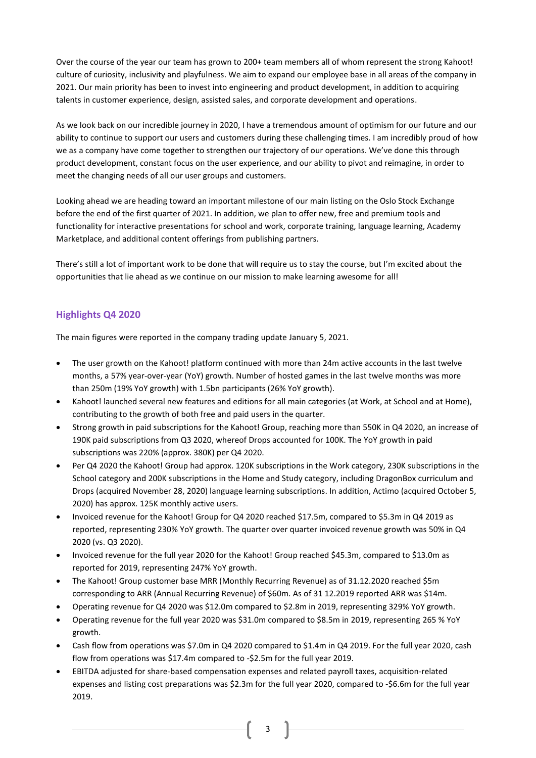Over the course of the year our team has grown to 200+ team members all of whom represent the strong Kahoot! culture of curiosity, inclusivity and playfulness. We aim to expand our employee base in all areas of the company in 2021. Our main priority has been to invest into engineering and product development, in addition to acquiring talents in customer experience, design, assisted sales, and corporate development and operations.

As we look back on our incredible journey in 2020, I have a tremendous amount of optimism for our future and our ability to continue to support our users and customers during these challenging times. I am incredibly proud of how we as a company have come together to strengthen our trajectory of our operations. We've done this through product development, constant focus on the user experience, and our ability to pivot and reimagine, in order to meet the changing needs of all our user groups and customers.

Looking ahead we are heading toward an important milestone of our main listing on the Oslo Stock Exchange before the end of the first quarter of 2021. In addition, we plan to offer new, free and premium tools and functionality for interactive presentations for school and work, corporate training, language learning, Academy Marketplace, and additional content offerings from publishing partners.

There's still a lot of important work to be done that will require us to stay the course, but I'm excited about the opportunities that lie ahead as we continue on our mission to make learning awesome for all!

## Highlights Q4 2020

The main figures were reported in the company trading update January 5, 2021.

- The user growth on the Kahoot! platform continued with more than 24m active accounts in the last twelve months, a 57% year-over-year (YoY) growth. Number of hosted games in the last twelve months was more than 250m (19% YoY growth) with 1.5bn participants (26% YoY growth).
- Kahoot! launched several new features and editions for all main categories (at Work, at School and at Home), contributing to the growth of both free and paid users in the quarter.
- Strong growth in paid subscriptions for the Kahoot! Group, reaching more than 550K in Q4 2020, an increase of 190K paid subscriptions from Q3 2020, whereof Drops accounted for 100K. The YoY growth in paid subscriptions was 220% (approx. 380K) per Q4 2020.
- Per Q4 2020 the Kahoot! Group had approx. 120K subscriptions in the Work category, 230K subscriptions in the School category and 200K subscriptions in the Home and Study category, including DragonBox curriculum and Drops (acquired November 28, 2020) language learning subscriptions. In addition, Actimo (acquired October 5, 2020) has approx. 125K monthly active users.
- Invoiced revenue for the Kahoot! Group for Q4 2020 reached $17.5m, compared to $5.3m in Q4 2019 as reported, representing 230% YoY growth. The quarter over quarter invoiced revenue growth was 50% in Q4 2020 (vs. Q3 2020).
- Invoiced revenue for the full year 2020 for the Kahoot! Group reached $45.3m, compared to $13.0m as reported for 2019, representing 247% YoY growth.
- The Kahoot! Group customer base MRR (Monthly Recurring Revenue) as of 31.12.2020 reached $5m corresponding to ARR (Annual Recurring Revenue) of $60m. As of 31 12.2019 reported ARR was $14m.
- Operating revenue for Q4 2020 was $12.0m compared to $2.8m in 2019, representing 329% YoY growth.
- Operating revenue for the full year 2020 was $31.0m compared to $8.5m in 2019, representing 265 % YoY growth.
- Cash flow from operations was $7.0m in Q4 2020 compared to $1.4m in Q4 2019. For the full year 2020, cash flow from operations was $17.4m compared to -$2.5m for the full year 2019.
- EBITDA adjusted for share-based compensation expenses and related payroll taxes, acquisition-related expenses and listing cost preparations was $2.3m for the full year 2020, compared to -$6.6m for the full year 2019.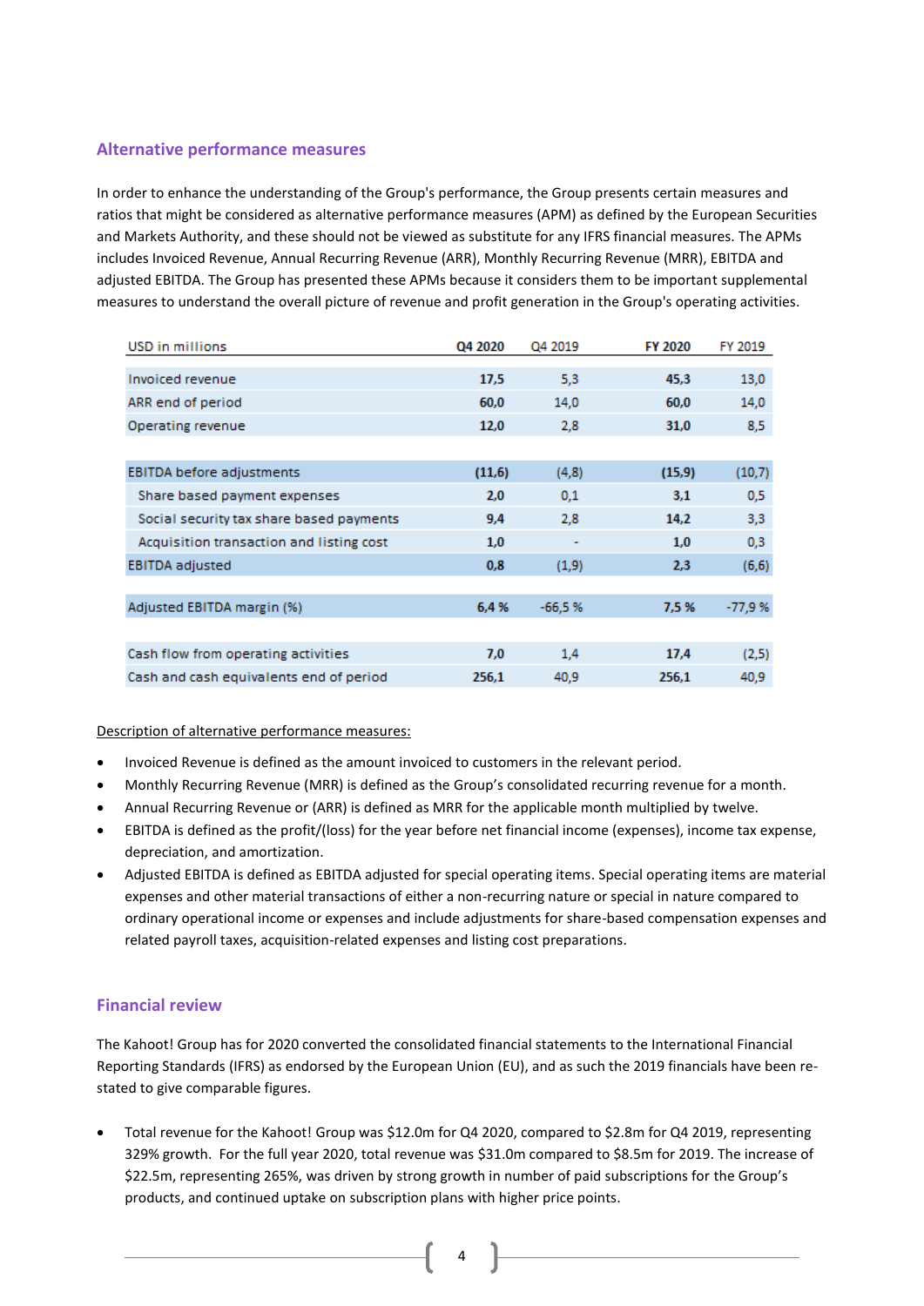## Alternative performance measures

In order to enhance the understanding of the Group's performance, the Group presents certain measures and ratios that might be considered as alternative performance measures (APM) as defined by the European Securities and Markets Authority, and these should not be viewed as substitute for any IFRS financial measures. The APMs includes Invoiced Revenue, Annual Recurring Revenue (ARR), Monthly Recurring Revenue (MRR), EBITDA and adjusted EBITDA. The Group has presented these APMs because it considers them to be important supplemental measures to understand the overall picture of revenue and profit generation in the Group's operating activities.

| USD in millions | **Q4 2020** | Q4 2019 | **FY 2020** | FY 2019 |
|---|---|---|---|---|
| Invoiced revenue | **17,5** | 5,3 | **45,3** | 13,0 |
| ARR end of period | **60,0** | 14,0 | **60,0** | 14,0 |
| Operating revenue | **12,0** | 2,8 | **31,0** | 8,5 |
| | | | | |
| EBITDA before adjustments | **(11,6)** | (4,8) | **(15,9)** | (10,7) |
| Share based payment expenses | **2,0** | 0,1 | **3,1** | 0,5 |
| Social security tax share based payments | **9,4** | 2,8 | **14,2** | 3,3 |
| Acquisition transaction and listing cost | **1,0** | - | **1,0** | 0,3 |
| EBITDA adjusted | **0,8** | (1,9) | **2,3** | (6,6) |
| | | | | |
| Adjusted EBITDA margin (%) | **6,4 %** | -66,5 % | **7,5 %** | -77,9 % |
| | | | | |
| Cash flow from operating activities | **7,0** | 1,4 | **17,4** | (2,5) |
| Cash and cash equivalents end of period | **256,1** | 40,9 | **256,1** | 40,9 |

Description of alternative performance measures:

- Invoiced Revenue is defined as the amount invoiced to customers in the relevant period.
- Monthly Recurring Revenue (MRR) is defined as the Group's consolidated recurring revenue for a month.
- Annual Recurring Revenue or (ARR) is defined as MRR for the applicable month multiplied by twelve.
- EBITDA is defined as the profit/(loss) for the year before net financial income (expenses), income tax expense, depreciation, and amortization.
- Adjusted EBITDA is defined as EBITDA adjusted for special operating items. Special operating items are material expenses and other material transactions of either a non-recurring nature or special in nature compared to ordinary operational income or expenses and include adjustments for share-based compensation expenses and related payroll taxes, acquisition-related expenses and listing cost preparations.

## Financial review

The Kahoot! Group has for 2020 converted the consolidated financial statements to the International Financial Reporting Standards (IFRS) as endorsed by the European Union (EU), and as such the 2019 financials have been re-stated to give comparable figures.

- Total revenue for the Kahoot! Group was $12.0m for Q4 2020, compared to $2.8m for Q4 2019, representing 329% growth. For the full year 2020, total revenue was $31.0m compared to $8.5m for 2019. The increase of $22.5m, representing 265%, was driven by strong growth in number of paid subscriptions for the Group's products, and continued uptake on subscription plans with higher price points.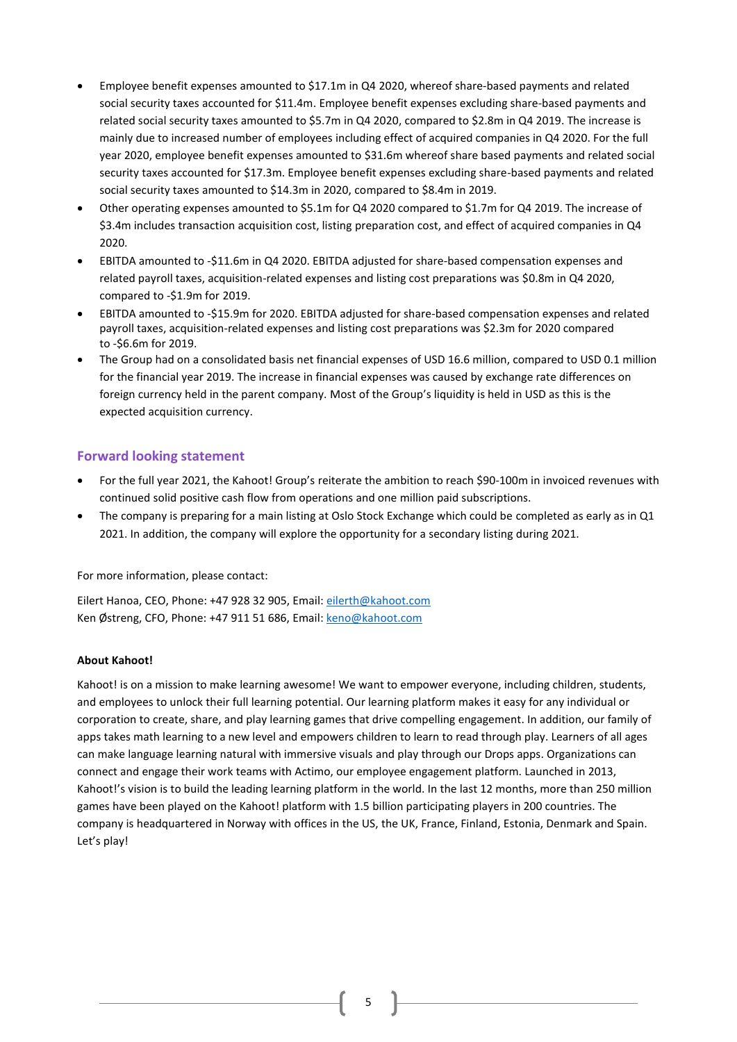- Employee benefit expenses amounted to $17.1m in Q4 2020, whereof share-based payments and related social security taxes accounted for $11.4m. Employee benefit expenses excluding share-based payments and related social security taxes amounted to $5.7m in Q4 2020, compared to $2.8m in Q4 2019. The increase is mainly due to increased number of employees including effect of acquired companies in Q4 2020. For the full year 2020, employee benefit expenses amounted to $31.6m whereof share based payments and related social security taxes accounted for $17.3m. Employee benefit expenses excluding share-based payments and related social security taxes amounted to $14.3m in 2020, compared to $8.4m in 2019.
- Other operating expenses amounted to $5.1m for Q4 2020 compared to $1.7m for Q4 2019. The increase of $3.4m includes transaction acquisition cost, listing preparation cost, and effect of acquired companies in Q4 2020.
- EBITDA amounted to -$11.6m in Q4 2020. EBITDA adjusted for share-based compensation expenses and related payroll taxes, acquisition-related expenses and listing cost preparations was $0.8m in Q4 2020, compared to -$1.9m for 2019.
- EBITDA amounted to -$15.9m for 2020. EBITDA adjusted for share-based compensation expenses and related payroll taxes, acquisition-related expenses and listing cost preparations was $2.3m for 2020 compared to -$6.6m for 2019.
- The Group had on a consolidated basis net financial expenses of USD 16.6 million, compared to USD 0.1 million for the financial year 2019. The increase in financial expenses was caused by exchange rate differences on foreign currency held in the parent company. Most of the Group's liquidity is held in USD as this is the expected acquisition currency.

## Forward looking statement

- For the full year 2021, the Kahoot! Group's reiterate the ambition to reach $90-100m in invoiced revenues with continued solid positive cash flow from operations and one million paid subscriptions.
- The company is preparing for a main listing at Oslo Stock Exchange which could be completed as early as in Q1 2021. In addition, the company will explore the opportunity for a secondary listing during 2021.

For more information, please contact:

Eilert Hanoa, CEO, Phone: +47 928 32 905, Email: eilerth@kahoot.com
Ken Østreng, CFO, Phone: +47 911 51 686, Email: keno@kahoot.com

**About Kahoot!**

Kahoot! is on a mission to make learning awesome! We want to empower everyone, including children, students, and employees to unlock their full learning potential. Our learning platform makes it easy for any individual or corporation to create, share, and play learning games that drive compelling engagement. In addition, our family of apps takes math learning to a new level and empowers children to learn to read through play. Learners of all ages can make language learning natural with immersive visuals and play through our Drops apps. Organizations can connect and engage their work teams with Actimo, our employee engagement platform. Launched in 2013, Kahoot!'s vision is to build the leading learning platform in the world. In the last 12 months, more than 250 million games have been played on the Kahoot! platform with 1.5 billion participating players in 200 countries. The company is headquartered in Norway with offices in the US, the UK, France, Finland, Estonia, Denmark and Spain. Let's play!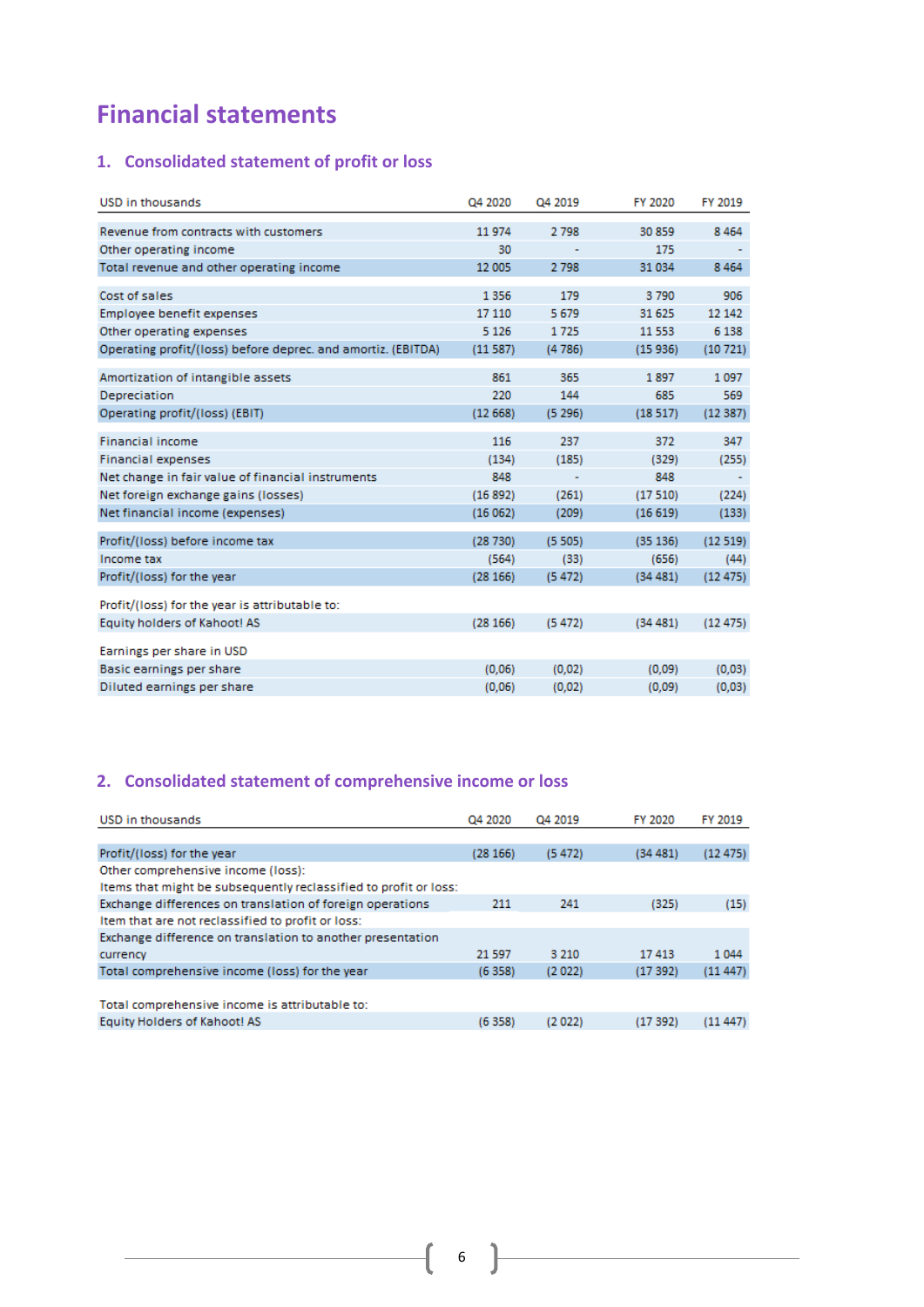# Financial statements

## 1. Consolidated statement of profit or loss

| USD in thousands | Q4 2020 | Q4 2019 | FY 2020 | FY 2019 |
|---|---|---|---|---|
| Revenue from contracts with customers | 11 974 | 2 798 | 30 859 | 8 464 |
| Other operating income | 30 | - | 175 | - |
| Total revenue and other operating income | 12 005 | 2 798 | 31 034 | 8 464 |
| | | | | |
| Cost of sales | 1 356 | 179 | 3 790 | 906 |
| Employee benefit expenses | 17 110 | 5 679 | 31 625 | 12 142 |
| Other operating expenses | 5 126 | 1 725 | 11 553 | 6 138 |
| Operating profit/(loss) before deprec. and amortiz. (EBITDA) | (11 587) | (4 786) | (15 936) | (10 721) |
| | | | | |
| Amortization of intangible assets | 861 | 365 | 1 897 | 1 097 |
| Depreciation | 220 | 144 | 685 | 569 |
| Operating profit/(loss) (EBIT) | (12 668) | (5 296) | (18 517) | (12 387) |
| | | | | |
| Financial income | 116 | 237 | 372 | 347 |
| Financial expenses | (134) | (185) | (329) | (255) |
| Net change in fair value of financial instruments | 848 | - | 848 | - |
| Net foreign exchange gains (losses) | (16 892) | (261) | (17 510) | (224) |
| Net financial income (expenses) | (16 062) | (209) | (16 619) | (133) |
| | | | | |
| Profit/(loss) before income tax | (28 730) | (5 505) | (35 136) | (12 519) |
| Income tax | (564) | (33) | (656) | (44) |
| Profit/(loss) for the year | (28 166) | (5 472) | (34 481) | (12 475) |
| | | | | |
| Profit/(loss) for the year is attributable to: | | | | |
| Equity holders of Kahoot! AS | (28 166) | (5 472) | (34 481) | (12 475) |
| | | | | |
| Earnings per share in USD | | | | |
| Basic earnings per share | (0,06) | (0,02) | (0,09) | (0,03) |
| Diluted earnings per share | (0,06) | (0,02) | (0,09) | (0,03) |

## 2. Consolidated statement of comprehensive income or loss

| USD in thousands | Q4 2020 | Q4 2019 | FY 2020 | FY 2019 |
|---|---|---|---|---|
| Profit/(loss) for the year | (28 166) | (5 472) | (34 481) | (12 475) |
| Other comprehensive income (loss): | | | | |
| Items that might be subsequently reclassified to profit or loss: | | | | |
| Exchange differences on translation of foreign operations | 211 | 241 | (325) | (15) |
| Item that are not reclassified to profit or loss: | | | | |
| Exchange difference on translation to another presentation currency | 21 597 | 3 210 | 17 413 | 1 044 |
| Total comprehensive income (loss) for the year | (6 358) | (2 022) | (17 392) | (11 447) |
| | | | | |
| Total comprehensive income is attributable to: | | | | |
| Equity Holders of Kahoot! AS | (6 358) | (2 022) | (17 392) | (11 447) |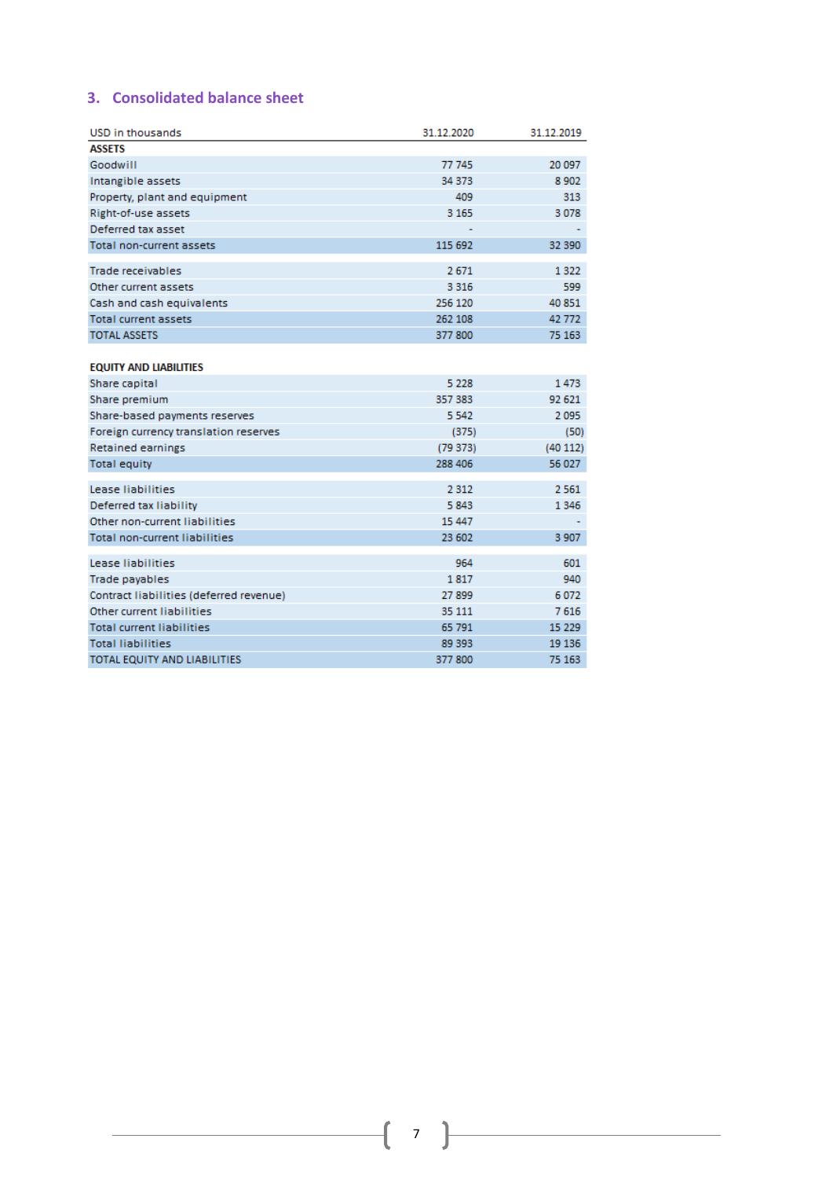## 3. Consolidated balance sheet

| USD in thousands | 31.12.2020 | 31.12.2019 |
|---|---|---|
| **ASSETS** | | |
| Goodwill | 77 745 | 20 097 |
| Intangible assets | 34 373 | 8 902 |
| Property, plant and equipment | 409 | 313 |
| Right-of-use assets | 3 165 | 3 078 |
| Deferred tax asset | - | - |
| Total non-current assets | 115 692 | 32 390 |
| | | |
| Trade receivables | 2 671 | 1 322 |
| Other current assets | 3 316 | 599 |
| Cash and cash equivalents | 256 120 | 40 851 |
| Total current assets | 262 108 | 42 772 |
| TOTAL ASSETS | 377 800 | 75 163 |
| | | |
| **EQUITY AND LIABILITIES** | | |
| Share capital | 5 228 | 1 473 |
| Share premium | 357 383 | 92 621 |
| Share-based payments reserves | 5 542 | 2 095 |
| Foreign currency translation reserves | (375) | (50) |
| Retained earnings | (79 373) | (40 112) |
| Total equity | 288 406 | 56 027 |
| | | |
| Lease liabilities | 2 312 | 2 561 |
| Deferred tax liability | 5 843 | 1 346 |
| Other non-current liabilities | 15 447 | - |
| Total non-current liabilities | 23 602 | 3 907 |
| | | |
| Lease liabilities | 964 | 601 |
| Trade payables | 1 817 | 940 |
| Contract liabilities (deferred revenue) | 27 899 | 6 072 |
| Other current liabilities | 35 111 | 7 616 |
| Total current liabilities | 65 791 | 15 229 |
| Total liabilities | 89 393 | 19 136 |
| TOTAL EQUITY AND LIABILITIES | 377 800 | 75 163 |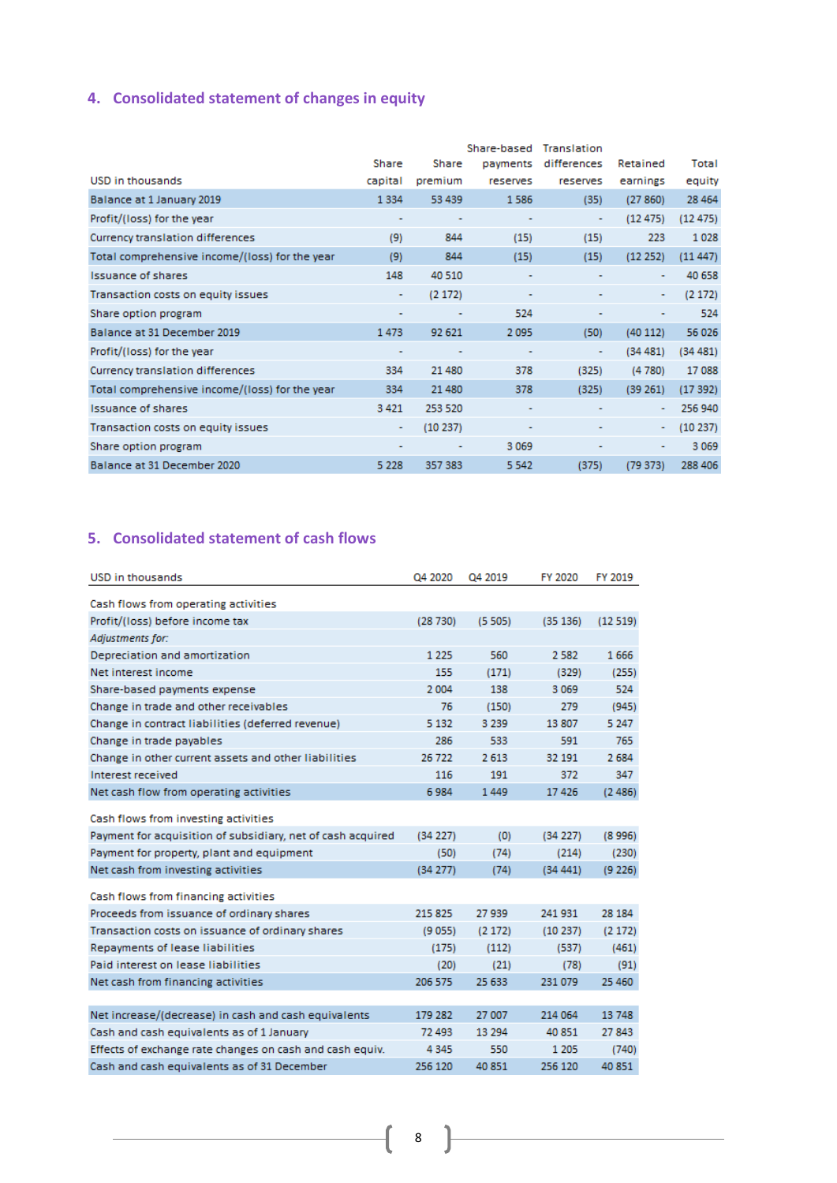## 4. Consolidated statement of changes in equity

| USD in thousands | Share capital | Share premium | Share-based payments reserves | Translation differences reserves | Retained earnings | Total equity |
|---|---|---|---|---|---|---|
| Balance at 1 January 2019 | 1 334 | 53 439 | 1 586 | (35) | (27 860) | 28 464 |
| Profit/(loss) for the year | - | - | - | - | (12 475) | (12 475) |
| Currency translation differences | (9) | 844 | (15) | (15) | 223 | 1 028 |
| Total comprehensive income/(loss) for the year | (9) | 844 | (15) | (15) | (12 252) | (11 447) |
| Issuance of shares | 148 | 40 510 | - | - | - | 40 658 |
| Transaction costs on equity issues | - | (2 172) | - | - | - | (2 172) |
| Share option program | - | - | 524 | - | - | 524 |
| Balance at 31 December 2019 | 1 473 | 92 621 | 2 095 | (50) | (40 112) | 56 026 |
| Profit/(loss) for the year | - | - | - | - | (34 481) | (34 481) |
| Currency translation differences | 334 | 21 480 | 378 | (325) | (4 780) | 17 088 |
| Total comprehensive income/(loss) for the year | 334 | 21 480 | 378 | (325) | (39 261) | (17 392) |
| Issuance of shares | 3 421 | 253 520 | - | - | - | 256 940 |
| Transaction costs on equity issues | - | (10 237) | - | - | - | (10 237) |
| Share option program | - | - | 3 069 | - | - | 3 069 |
| Balance at 31 December 2020 | 5 228 | 357 383 | 5 542 | (375) | (79 373) | 288 406 |

## 5. Consolidated statement of cash flows

| USD in thousands | Q4 2020 | Q4 2019 | FY 2020 | FY 2019 |
|---|---|---|---|---|
| Cash flows from operating activities | | | | |
| Profit/(loss) before income tax | (28 730) | (5 505) | (35 136) | (12 519) |
| *Adjustments for:* | | | | |
| Depreciation and amortization | 1 225 | 560 | 2 582 | 1 666 |
| Net interest income | 155 | (171) | (329) | (255) |
| Share-based payments expense | 2 004 | 138 | 3 069 | 524 |
| Change in trade and other receivables | 76 | (150) | 279 | (945) |
| Change in contract liabilities (deferred revenue) | 5 132 | 3 239 | 13 807 | 5 247 |
| Change in trade payables | 286 | 533 | 591 | 765 |
| Change in other current assets and other liabilities | 26 722 | 2 613 | 32 191 | 2 684 |
| Interest received | 116 | 191 | 372 | 347 |
| Net cash flow from operating activities | 6 984 | 1 449 | 17 426 | (2 486) |
| Cash flows from investing activities | | | | |
| Payment for acquisition of subsidiary, net of cash acquired | (34 227) | (0) | (34 227) | (8 996) |
| Payment for property, plant and equipment | (50) | (74) | (214) | (230) |
| Net cash from investing activities | (34 277) | (74) | (34 441) | (9 226) |
| Cash flows from financing activities | | | | |
| Proceeds from issuance of ordinary shares | 215 825 | 27 939 | 241 931 | 28 184 |
| Transaction costs on issuance of ordinary shares | (9 055) | (2 172) | (10 237) | (2 172) |
| Repayments of lease liabilities | (175) | (112) | (537) | (461) |
| Paid interest on lease liabilities | (20) | (21) | (78) | (91) |
| Net cash from financing activities | 206 575 | 25 633 | 231 079 | 25 460 |
| Net increase/(decrease) in cash and cash equivalents | 179 282 | 27 007 | 214 064 | 13 748 |
| Cash and cash equivalents as of 1 January | 72 493 | 13 294 | 40 851 | 27 843 |
| Effects of exchange rate changes on cash and cash equiv. | 4 345 | 550 | 1 205 | (740) |
| Cash and cash equivalents as of 31 December | 256 120 | 40 851 | 256 120 | 40 851 |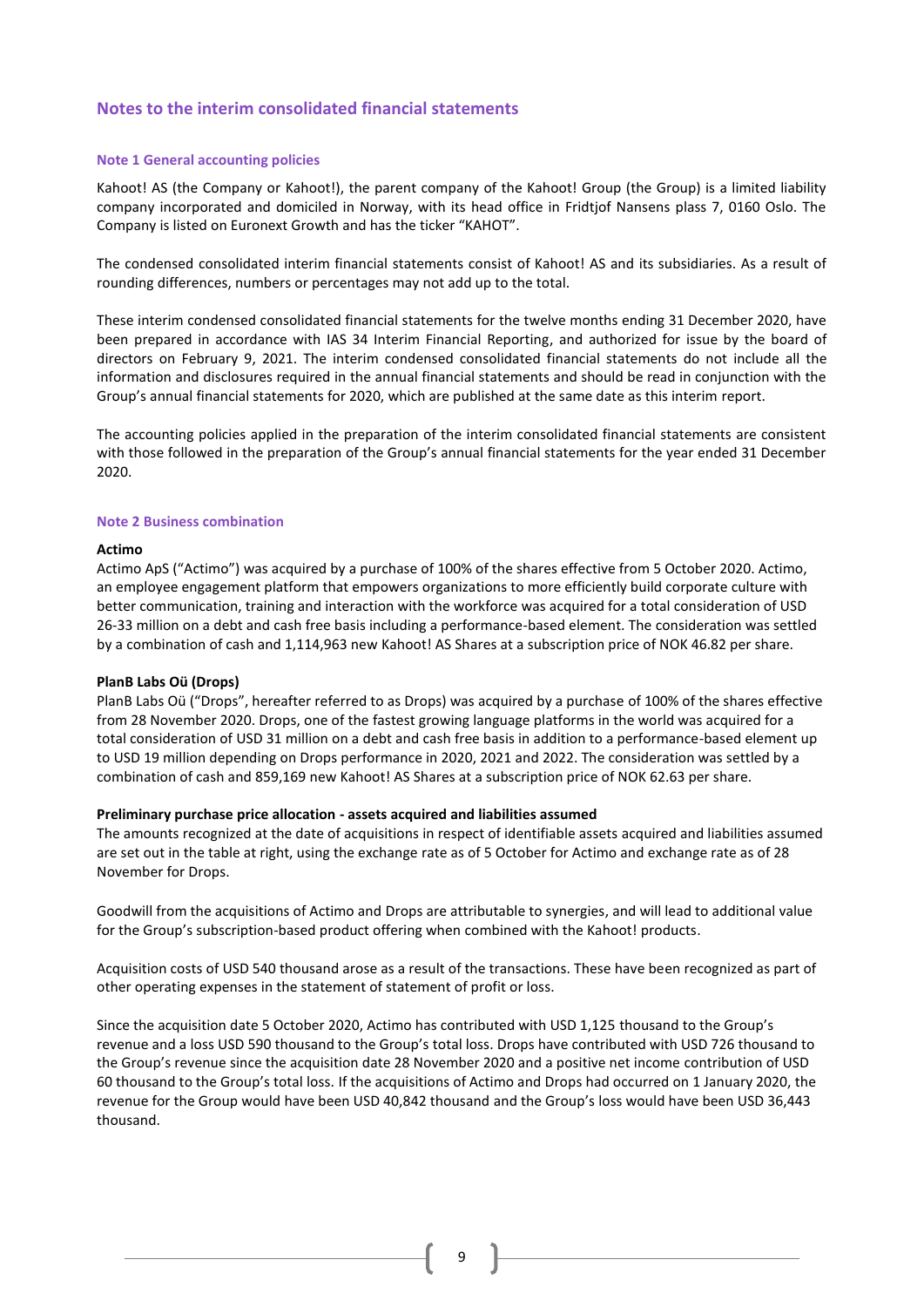## Notes to the interim consolidated financial statements

### Note 1 General accounting policies

Kahoot! AS (the Company or Kahoot!), the parent company of the Kahoot! Group (the Group) is a limited liability company incorporated and domiciled in Norway, with its head office in Fridtjof Nansens plass 7, 0160 Oslo. The Company is listed on Euronext Growth and has the ticker "KAHOT".

The condensed consolidated interim financial statements consist of Kahoot! AS and its subsidiaries. As a result of rounding differences, numbers or percentages may not add up to the total.

These interim condensed consolidated financial statements for the twelve months ending 31 December 2020, have been prepared in accordance with IAS 34 Interim Financial Reporting, and authorized for issue by the board of directors on February 9, 2021. The interim condensed consolidated financial statements do not include all the information and disclosures required in the annual financial statements and should be read in conjunction with the Group's annual financial statements for 2020, which are published at the same date as this interim report.

The accounting policies applied in the preparation of the interim consolidated financial statements are consistent with those followed in the preparation of the Group's annual financial statements for the year ended 31 December 2020.

### Note 2 Business combination

**Actimo**

Actimo ApS ("Actimo") was acquired by a purchase of 100% of the shares effective from 5 October 2020. Actimo, an employee engagement platform that empowers organizations to more efficiently build corporate culture with better communication, training and interaction with the workforce was acquired for a total consideration of USD 26-33 million on a debt and cash free basis including a performance-based element. The consideration was settled by a combination of cash and 1,114,963 new Kahoot! AS Shares at a subscription price of NOK 46.82 per share.

**PlanB Labs Oü (Drops)**

PlanB Labs Oü ("Drops", hereafter referred to as Drops) was acquired by a purchase of 100% of the shares effective from 28 November 2020. Drops, one of the fastest growing language platforms in the world was acquired for a total consideration of USD 31 million on a debt and cash free basis in addition to a performance-based element up to USD 19 million depending on Drops performance in 2020, 2021 and 2022. The consideration was settled by a combination of cash and 859,169 new Kahoot! AS Shares at a subscription price of NOK 62.63 per share.

**Preliminary purchase price allocation - assets acquired and liabilities assumed**

The amounts recognized at the date of acquisitions in respect of identifiable assets acquired and liabilities assumed are set out in the table at right, using the exchange rate as of 5 October for Actimo and exchange rate as of 28 November for Drops.

Goodwill from the acquisitions of Actimo and Drops are attributable to synergies, and will lead to additional value for the Group's subscription-based product offering when combined with the Kahoot! products.

Acquisition costs of USD 540 thousand arose as a result of the transactions. These have been recognized as part of other operating expenses in the statement of statement of profit or loss.

Since the acquisition date 5 October 2020, Actimo has contributed with USD 1,125 thousand to the Group's revenue and a loss USD 590 thousand to the Group's total loss. Drops have contributed with USD 726 thousand to the Group's revenue since the acquisition date 28 November 2020 and a positive net income contribution of USD 60 thousand to the Group's total loss. If the acquisitions of Actimo and Drops had occurred on 1 January 2020, the revenue for the Group would have been USD 40,842 thousand and the Group's loss would have been USD 36,443 thousand.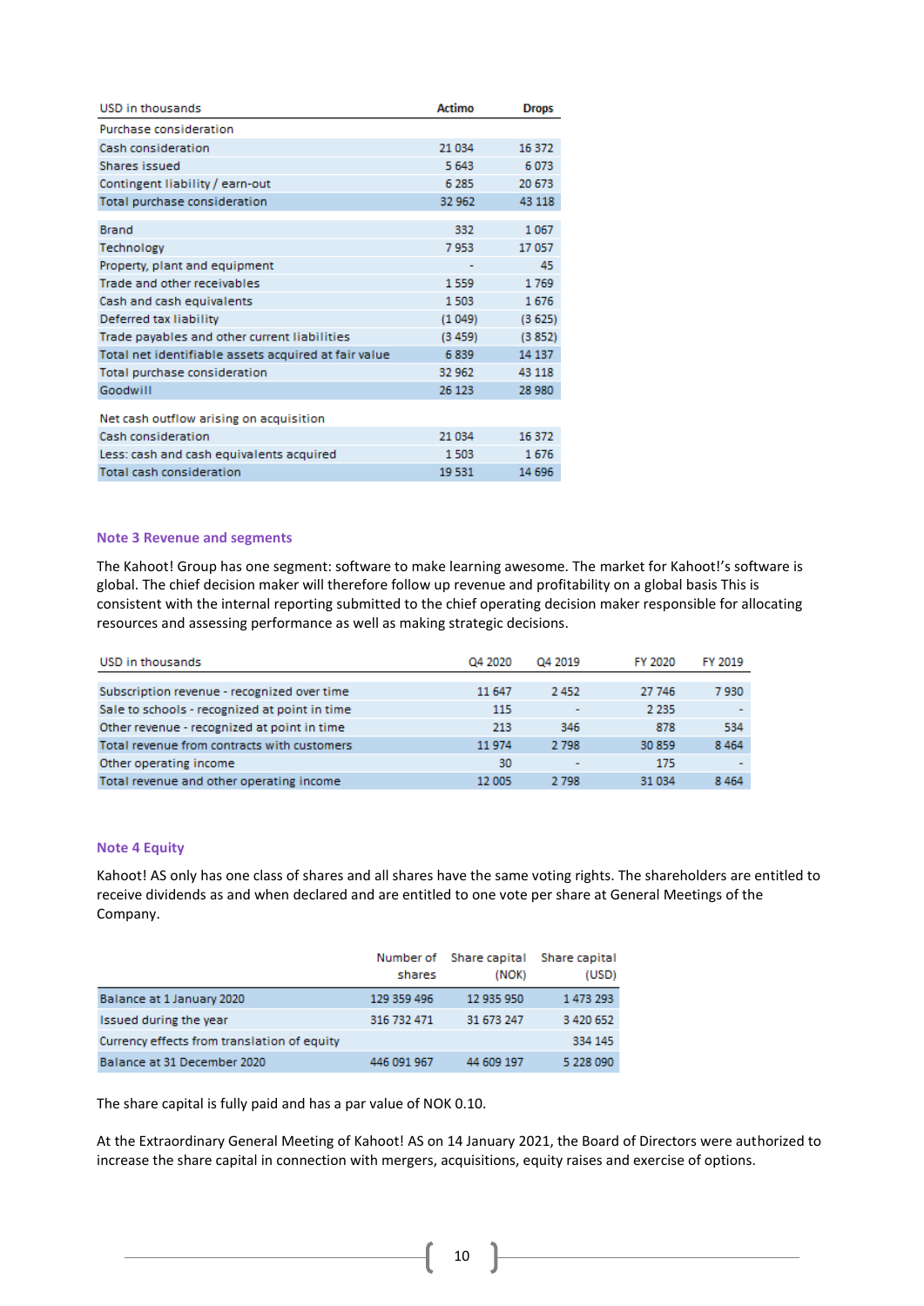| USD in thousands | Actimo | Drops |
|---|---|---|
| Purchase consideration | | |
| Cash consideration | 21 034 | 16 372 |
| Shares issued | 5 643 | 6 073 |
| Contingent liability / earn-out | 6 285 | 20 673 |
| Total purchase consideration | 32 962 | 43 118 |
| | | |
| Brand | 332 | 1 067 |
| Technology | 7 953 | 17 057 |
| Property, plant and equipment | - | 45 |
| Trade and other receivables | 1 559 | 1 769 |
| Cash and cash equivalents | 1 503 | 1 676 |
| Deferred tax liability | (1 049) | (3 625) |
| Trade payables and other current liabilities | (3 459) | (3 852) |
| Total net identifiable assets acquired at fair value | 6 839 | 14 137 |
| Total purchase consideration | 32 962 | 43 118 |
| Goodwill | 26 123 | 28 980 |
| | | |
| Net cash outflow arising on acquisition | | |
| Cash consideration | 21 034 | 16 372 |
| Less: cash and cash equivalents acquired | 1 503 | 1 676 |
| Total cash consideration | 19 531 | 14 696 |

## Note 3 Revenue and segments

The Kahoot! Group has one segment: software to make learning awesome. The market for Kahoot!'s software is global. The chief decision maker will therefore follow up revenue and profitability on a global basis This is consistent with the internal reporting submitted to the chief operating decision maker responsible for allocating resources and assessing performance as well as making strategic decisions.

| USD in thousands | Q4 2020 | Q4 2019 | FY 2020 | FY 2019 |
|---|---|---|---|---|
| Subscription revenue - recognized over time | 11 647 | 2 452 | 27 746 | 7 930 |
| Sale to schools - recognized at point in time | 115 | - | 2 235 | - |
| Other revenue - recognized at point in time | 213 | 346 | 878 | 534 |
| Total revenue from contracts with customers | 11 974 | 2 798 | 30 859 | 8 464 |
| Other operating income | 30 | - | 175 | - |
| Total revenue and other operating income | 12 005 | 2 798 | 31 034 | 8 464 |

## Note 4 Equity

Kahoot! AS only has one class of shares and all shares have the same voting rights. The shareholders are entitled to receive dividends as and when declared and are entitled to one vote per share at General Meetings of the Company.

| | Number of shares | Share capital (NOK) | Share capital (USD) |
|---|---|---|---|
| Balance at 1 January 2020 | 129 359 496 | 12 935 950 | 1 473 293 |
| Issued during the year | 316 732 471 | 31 673 247 | 3 420 652 |
| Currency effects from translation of equity | | | 334 145 |
| Balance at 31 December 2020 | 446 091 967 | 44 609 197 | 5 228 090 |

The share capital is fully paid and has a par value of NOK 0.10.

At the Extraordinary General Meeting of Kahoot! AS on 14 January 2021, the Board of Directors were authorized to increase the share capital in connection with mergers, acquisitions, equity raises and exercise of options.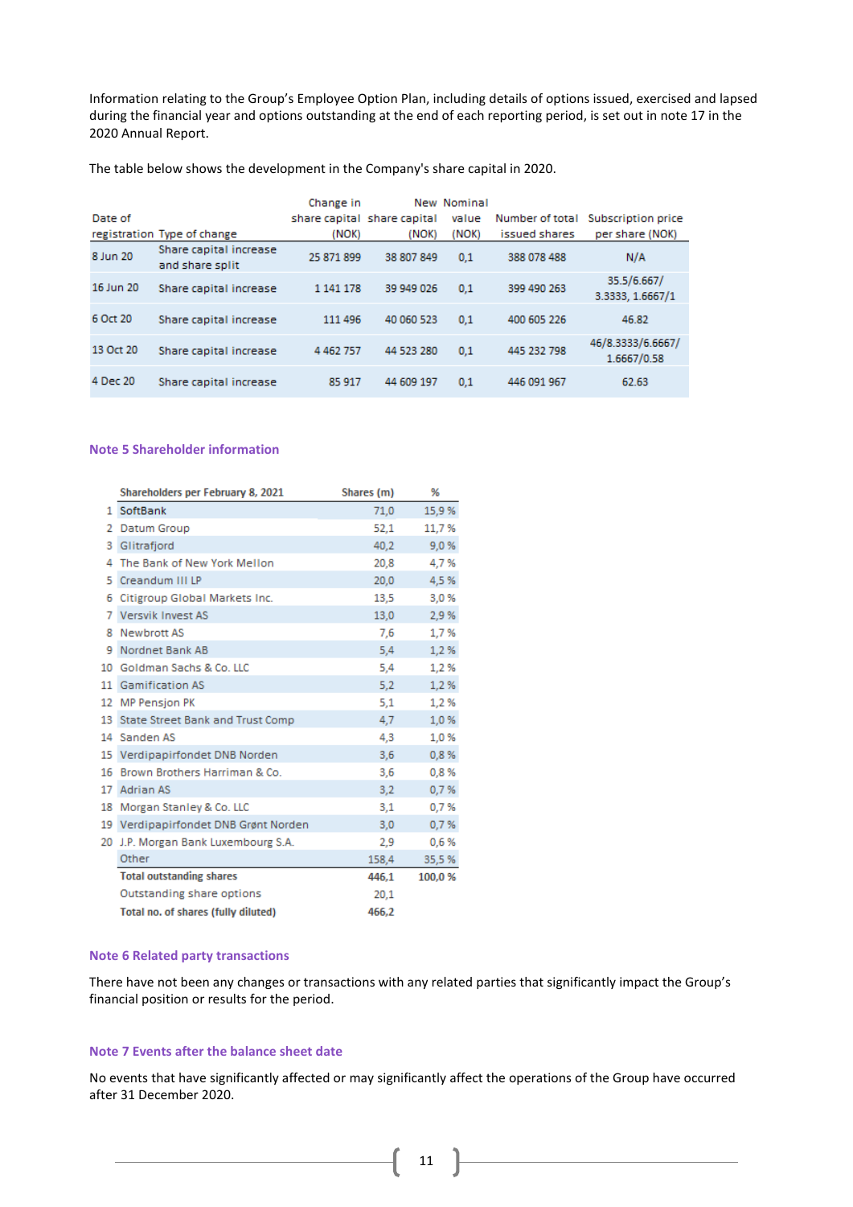Information relating to the Group's Employee Option Plan, including details of options issued, exercised and lapsed during the financial year and options outstanding at the end of each reporting period, is set out in note 17 in the 2020 Annual Report.

The table below shows the development in the Company's share capital in 2020.

| Date of registration | Type of change | Change in share capital (NOK) | New share capital (NOK) | Nominal value (NOK) | Number of total issued shares | Subscription price per share (NOK) |
|---|---|---|---|---|---|---|
| 8 Jun 20 | Share capital increase and share split | 25 871 899 | 38 807 849 | 0,1 | 388 078 488 | N/A |
| 16 Jun 20 | Share capital increase | 1 141 178 | 39 949 026 | 0,1 | 399 490 263 | 35.5/6.667/ 3.3333, 1.6667/1 |
| 6 Oct 20 | Share capital increase | 111 496 | 40 060 523 | 0,1 | 400 605 226 | 46.82 |
| 13 Oct 20 | Share capital increase | 4 462 757 | 44 523 280 | 0,1 | 445 232 798 | 46/8.3333/6.6667/ 1.6667/0.58 |
| 4 Dec 20 | Share capital increase | 85 917 | 44 609 197 | 0,1 | 446 091 967 | 62.63 |

## Note 5 Shareholder information

| | Shareholders per February 8, 2021 | Shares (m) | % |
|---|---|---|---|
| 1 | SoftBank | 71,0 | 15,9 % |
| 2 | Datum Group | 52,1 | 11,7 % |
| 3 | Glitrafjord | 40,2 | 9,0 % |
| 4 | The Bank of New York Mellon | 20,8 | 4,7 % |
| 5 | Creandum III LP | 20,0 | 4,5 % |
| 6 | Citigroup Global Markets Inc. | 13,5 | 3,0 % |
| 7 | Versvik Invest AS | 13,0 | 2,9 % |
| 8 | Newbrott AS | 7,6 | 1,7 % |
| 9 | Nordnet Bank AB | 5,4 | 1,2 % |
| 10 | Goldman Sachs & Co. LLC | 5,4 | 1,2 % |
| 11 | Gamification AS | 5,2 | 1,2 % |
| 12 | MP Pensjon PK | 5,1 | 1,2 % |
| 13 | State Street Bank and Trust Comp | 4,7 | 1,0 % |
| 14 | Sanden AS | 4,3 | 1,0 % |
| 15 | Verdipapirfondet DNB Norden | 3,6 | 0,8 % |
| 16 | Brown Brothers Harriman & Co. | 3,6 | 0,8 % |
| 17 | Adrian AS | 3,2 | 0,7 % |
| 18 | Morgan Stanley & Co. LLC | 3,1 | 0,7 % |
| 19 | Verdipapirfondet DNB Grønt Norden | 3,0 | 0,7 % |
| 20 | J.P. Morgan Bank Luxembourg S.A. | 2,9 | 0,6 % |
| | Other | 158,4 | 35,5 % |
| | **Total outstanding shares** | **446,1** | **100,0 %** |
| | Outstanding share options | 20,1 | |
| | **Total no. of shares (fully diluted)** | **466,2** | |

## Note 6 Related party transactions

There have not been any changes or transactions with any related parties that significantly impact the Group's financial position or results for the period.

## Note 7 Events after the balance sheet date

No events that have significantly affected or may significantly affect the operations of the Group have occurred after 31 December 2020.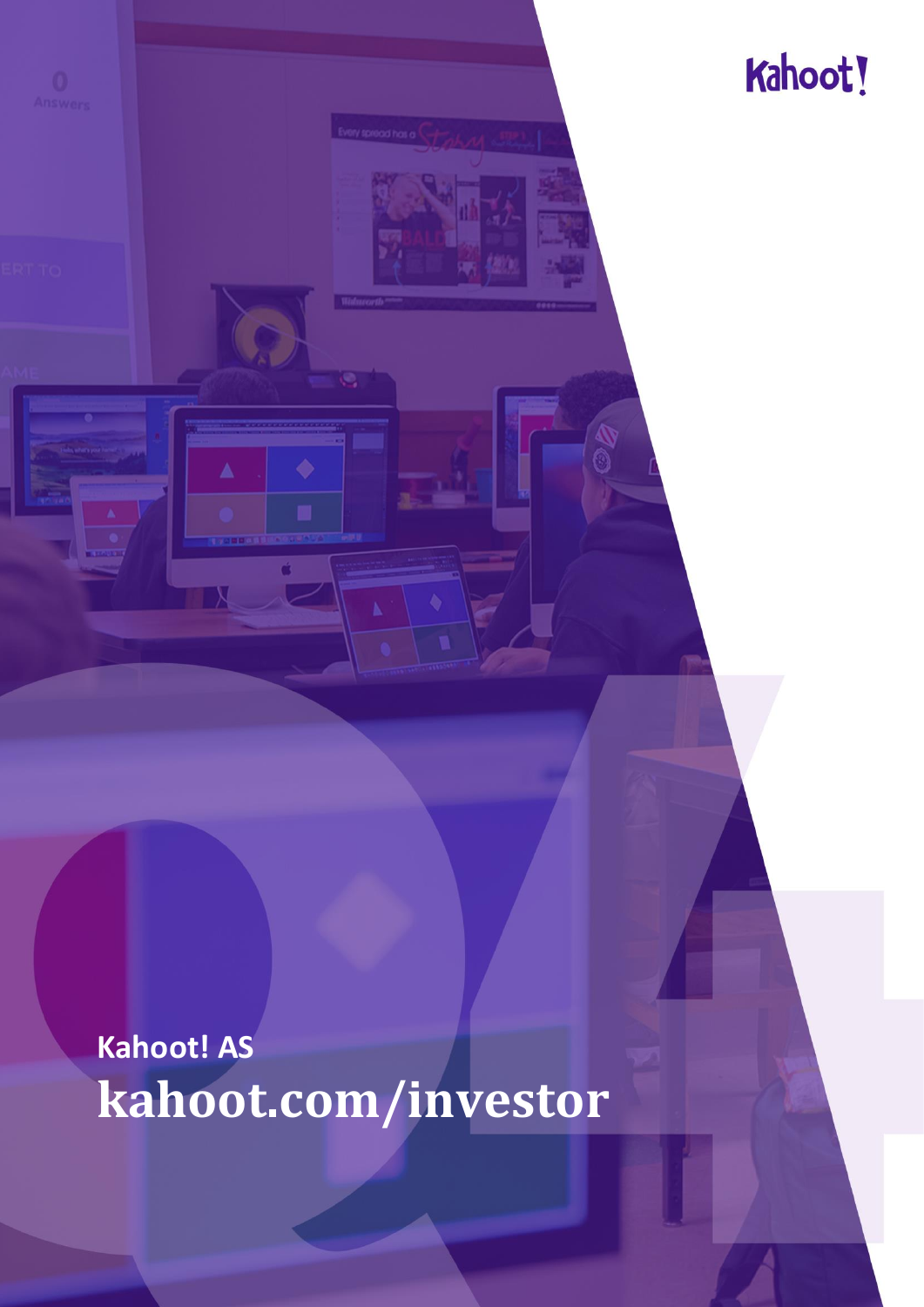Kahoot!

**Kahoot! AS**

**kahoot.com/investor**